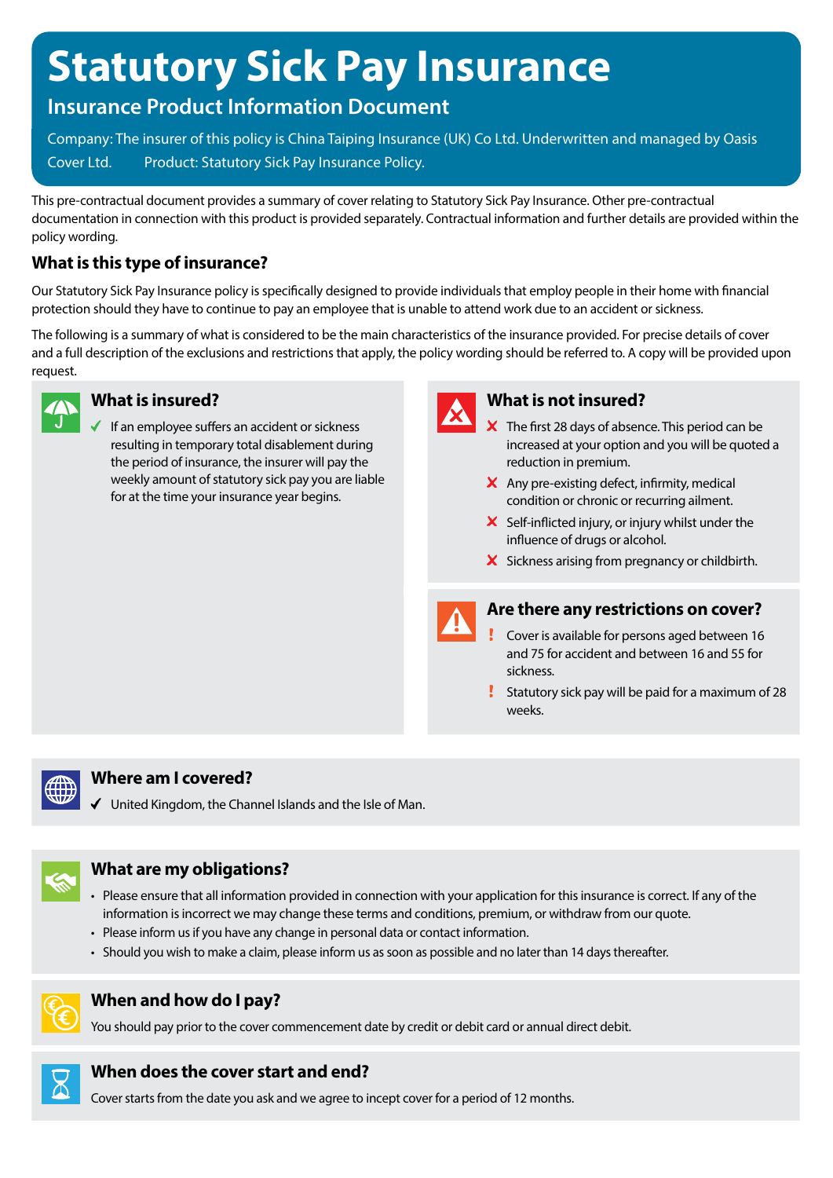# Statutory Sick Pay Insurance

## Insurance Product Information Document

Company: The insurer of this policy is China Taiping Insurance (UK) Co Ltd. Underwritten and managed by Oasis Cover Ltd. Product: Statutory Sick Pay Insurance Policy.

This pre-contractual document provides a summary of cover relating to Statutory Sick Pay Insurance. Other pre-contractual documentation in connection with this product is provided separately. Contractual information and further details are provided within the policy wording.

### What is this type of insurance?

Our Statutory Sick Pay Insurance policy is specifically designed to provide individuals that employ people in their home with financial protection should they have to continue to pay an employee that is unable to attend work due to an accident or sickness.

The following is a summary of what is considered to be the main characteristics of the insurance provided. For precise details of cover and a full description of the exclusions and restrictions that apply, the policy wording should be referred to. A copy will be provided upon request.

### What is insured?

- ✓ If an employee suffers an accident or sickness resulting in temporary total disablement during the period of insurance, the insurer will pay the weekly amount of statutory sick pay you are liable for at the time your insurance year begins.

### What is not insured?

- ✗ The first 28 days of absence. This period can be increased at your option and you will be quoted a reduction in premium.
- ✗ Any pre-existing defect, infirmity, medical condition or chronic or recurring ailment.
- ✗ Self-inflicted injury, or injury whilst under the influence of drugs or alcohol.
- ✗ Sickness arising from pregnancy or childbirth.

### Are there any restrictions on cover?

- ! Cover is available for persons aged between 16 and 75 for accident and between 16 and 55 for sickness.
- ! Statutory sick pay will be paid for a maximum of 28 weeks.

### Where am I covered?

- ✓ United Kingdom, the Channel Islands and the Isle of Man.

### What are my obligations?

- Please ensure that all information provided in connection with your application for this insurance is correct. If any of the information is incorrect we may change these terms and conditions, premium, or withdraw from our quote.
- Please inform us if you have any change in personal data or contact information.
- Should you wish to make a claim, please inform us as soon as possible and no later than 14 days thereafter.

### When and how do I pay?

You should pay prior to the cover commencement date by credit or debit card or annual direct debit.

### When does the cover start and end?

Cover starts from the date you ask and we agree to incept cover for a period of 12 months.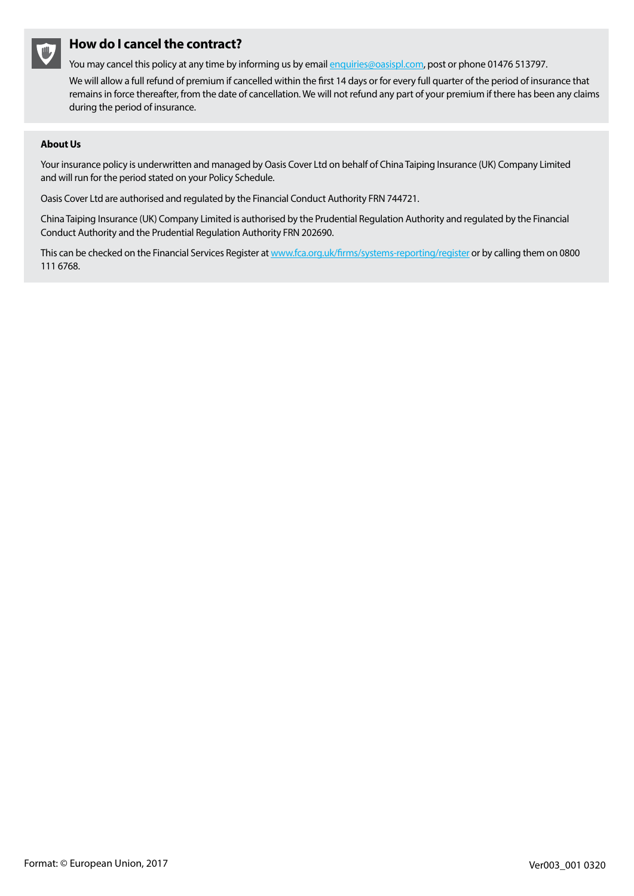## How do I cancel the contract?

You may cancel this policy at any time by informing us by email enquiries@oasispl.com, post or phone 01476 513797.

We will allow a full refund of premium if cancelled within the first 14 days or for every full quarter of the period of insurance that remains in force thereafter, from the date of cancellation. We will not refund any part of your premium if there has been any claims during the period of insurance.

**About Us**

Your insurance policy is underwritten and managed by Oasis Cover Ltd on behalf of China Taiping Insurance (UK) Company Limited and will run for the period stated on your Policy Schedule.

Oasis Cover Ltd are authorised and regulated by the Financial Conduct Authority FRN 744721.

China Taiping Insurance (UK) Company Limited is authorised by the Prudential Regulation Authority and regulated by the Financial Conduct Authority and the Prudential Regulation Authority FRN 202690.

This can be checked on the Financial Services Register at www.fca.org.uk/firms/systems-reporting/register or by calling them on 0800 111 6768.

Format: © European Union, 2017

Ver003_001 0320